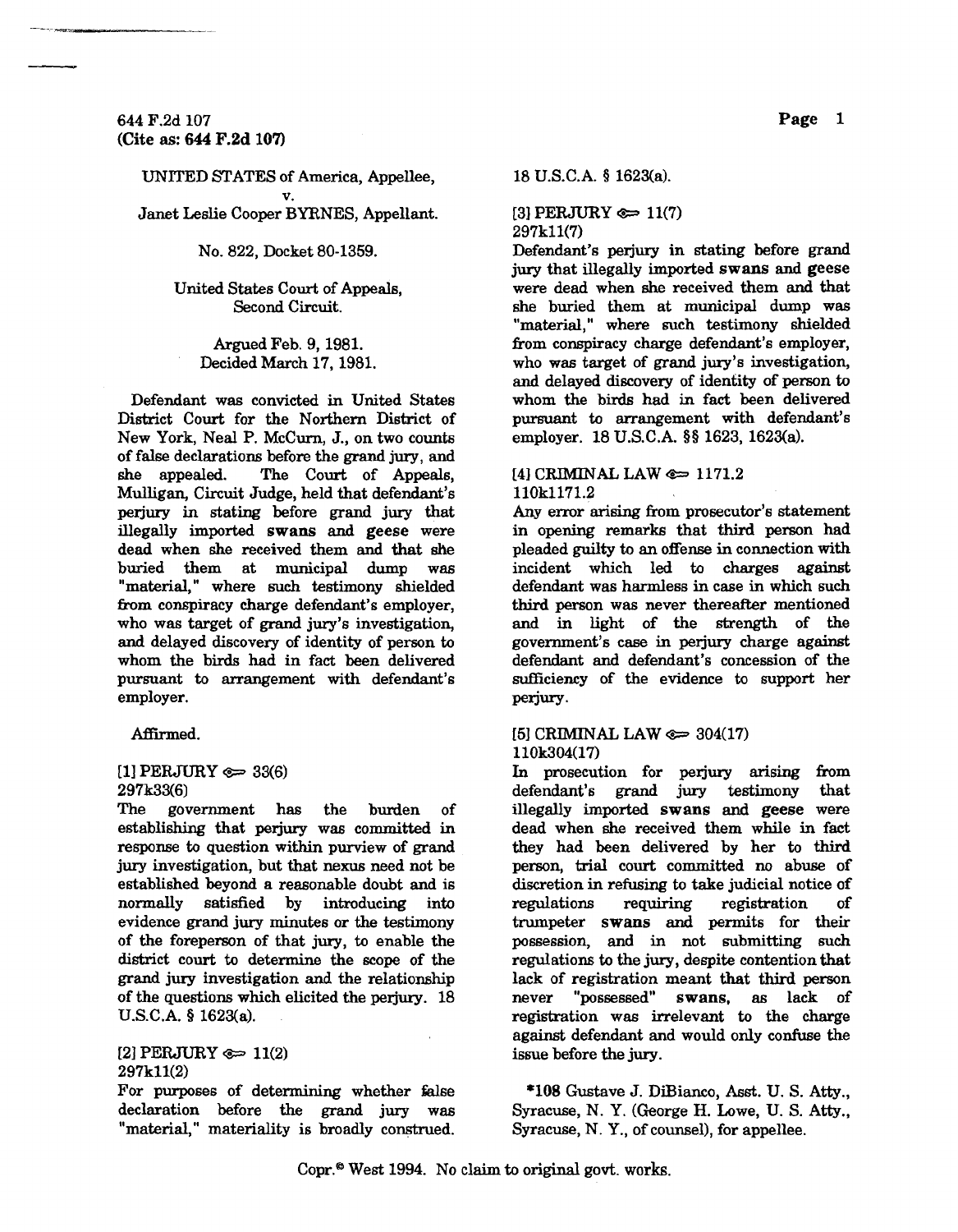644 F.2d 107
(Cite as: 644 F.2d 107)

UNITED STATES of America, Appellee,
v.
Janet Leslie Cooper BYRNES, Appellant.

No. 822, Docket 80-1359.

United States Court of Appeals,
Second Circuit.

Argued Feb. 9, 1981.
Decided March 17, 1981.

Defendant was convicted in United States District Court for the Northern District of New York, Neal P. McCurn, J., on two counts of false declarations before the grand jury, and she appealed. The Court of Appeals, Mulligan, Circuit Judge, held that defendant's perjury in stating before grand jury that illegally imported swans and geese were dead when she received them and that she buried them at municipal dump was "material," where such testimony shielded from conspiracy charge defendant's employer, who was target of grand jury's investigation, and delayed discovery of identity of person to whom the birds had in fact been delivered pursuant to arrangement with defendant's employer.

Affirmed.

[1] PERJURY ⇐ 33(6)
297k33(6)
The government has the burden of establishing that perjury was committed in response to question within purview of grand jury investigation, but that nexus need not be established beyond a reasonable doubt and is normally satisfied by introducing into evidence grand jury minutes or the testimony of the foreperson of that jury, to enable the district court to determine the scope of the grand jury investigation and the relationship of the questions which elicited the perjury. 18 U.S.C.A. § 1623(a).

[2] PERJURY ⇐ 11(2)
297k11(2)
For purposes of determining whether false declaration before the grand jury was "material," materiality is broadly construed. 18 U.S.C.A. § 1623(a).

[3] PERJURY ⇐ 11(7)
297k11(7)
Defendant's perjury in stating before grand jury that illegally imported swans and geese were dead when she received them and that she buried them at municipal dump was "material," where such testimony shielded from conspiracy charge defendant's employer, who was target of grand jury's investigation, and delayed discovery of identity of person to whom the birds had in fact been delivered pursuant to arrangement with defendant's employer. 18 U.S.C.A. §§ 1623, 1623(a).

[4] CRIMINAL LAW ⇐ 1171.2
110k1171.2
Any error arising from prosecutor's statement in opening remarks that third person had pleaded guilty to an offense in connection with incident which led to charges against defendant was harmless in case in which such third person was never thereafter mentioned and in light of the strength of the government's case in perjury charge against defendant and defendant's concession of the sufficiency of the evidence to support her perjury.

[5] CRIMINAL LAW ⇐ 304(17)
110k304(17)
In prosecution for perjury arising from defendant's grand jury testimony that illegally imported swans and geese were dead when she received them while in fact they had been delivered by her to third person, trial court committed no abuse of discretion in refusing to take judicial notice of regulations requiring registration of trumpeter swans and permits for their possession, and in not submitting such regulations to the jury, despite contention that lack of registration meant that third person never "possessed" swans, as lack of registration was irrelevant to the charge against defendant and would only confuse the issue before the jury.

*108 Gustave J. DiBianco, Asst. U. S. Atty., Syracuse, N. Y. (George H. Lowe, U. S. Atty., Syracuse, N. Y., of counsel), for appellee.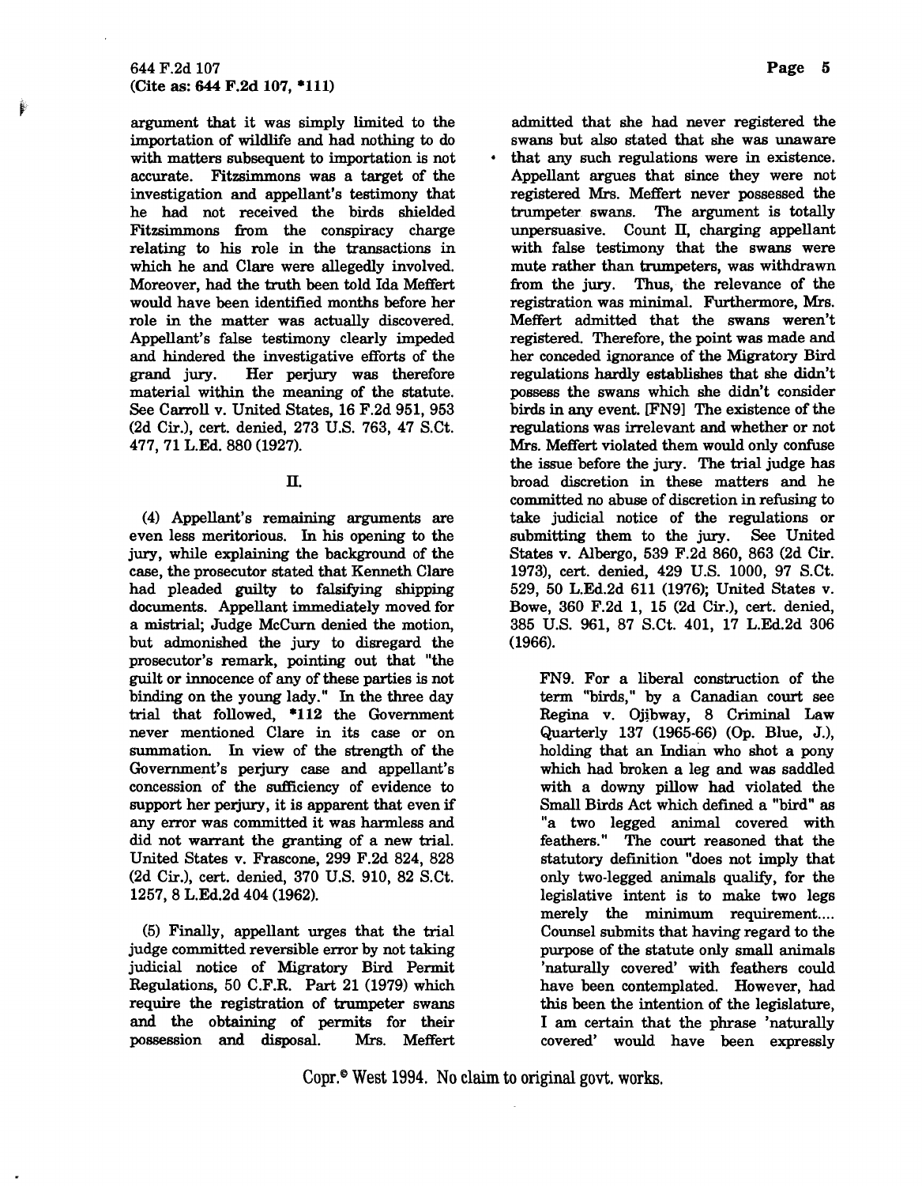argument that it was simply limited to the importation of wildlife and had nothing to do with matters subsequent to importation is not accurate. Fitzsimmons was a target of the investigation and appellant's testimony that he had not received the birds shielded Fitzsimmons from the conspiracy charge relating to his role in the transactions in which he and Clare were allegedly involved. Moreover, had the truth been told Ida Meffert would have been identified months before her role in the matter was actually discovered. Appellant's false testimony clearly impeded and hindered the investigative efforts of the grand jury. Her perjury was therefore material within the meaning of the statute. See Carroll v. United States, 16 F.2d 951, 953 (2d Cir.), cert. denied, 273 U.S. 763, 47 S.Ct. 477, 71 L.Ed. 880 (1927).

## II.

(4) Appellant's remaining arguments are even less meritorious. In his opening to the jury, while explaining the background of the case, the prosecutor stated that Kenneth Clare had pleaded guilty to falsifying shipping documents. Appellant immediately moved for a mistrial; Judge McCurn denied the motion, but admonished the jury to disregard the prosecutor's remark, pointing out that "the guilt or innocence of any of these parties is not binding on the young lady." In the three day trial that followed, *112 the Government never mentioned Clare in its case or on summation. In view of the strength of the Government's perjury case and appellant's concession of the sufficiency of evidence to support her perjury, it is apparent that even if any error was committed it was harmless and did not warrant the granting of a new trial. United States v. Frascone, 299 F.2d 824, 828 (2d Cir.), cert. denied, 370 U.S. 910, 82 S.Ct. 1257, 8 L.Ed.2d 404 (1962).

(5) Finally, appellant urges that the trial judge committed reversible error by not taking judicial notice of Migratory Bird Permit Regulations, 50 C.F.R. Part 21 (1979) which require the registration of trumpeter swans and the obtaining of permits for their possession and disposal. Mrs. Meffert admitted that she had never registered the swans but also stated that she was unaware that any such regulations were in existence. Appellant argues that since they were not registered Mrs. Meffert never possessed the trumpeter swans. The argument is totally unpersuasive. Count II, charging appellant with false testimony that the swans were mute rather than trumpeters, was withdrawn from the jury. Thus, the relevance of the registration was minimal. Furthermore, Mrs. Meffert admitted that the swans weren't registered. Therefore, the point was made and her conceded ignorance of the Migratory Bird regulations hardly establishes that she didn't possess the swans which she didn't consider birds in any event. [FN9] The existence of the regulations was irrelevant and whether or not Mrs. Meffert violated them would only confuse the issue before the jury. The trial judge has broad discretion in these matters and he committed no abuse of discretion in refusing to take judicial notice of the regulations or submitting them to the jury. See United States v. Albergo, 539 F.2d 860, 863 (2d Cir. 1973), cert. denied, 429 U.S. 1000, 97 S.Ct. 529, 50 L.Ed.2d 611 (1976); United States v. Bowe, 360 F.2d 1, 15 (2d Cir.), cert. denied, 385 U.S. 961, 87 S.Ct. 401, 17 L.Ed.2d 306 (1966).

FN9. For a liberal construction of the term "birds," by a Canadian court see Regina v. Ojibway, 8 Criminal Law Quarterly 137 (1965-66) (Op. Blue, J.), holding that an Indian who shot a pony which had broken a leg and was saddled with a downy pillow had violated the Small Birds Act which defined a "bird" as "a two legged animal covered with feathers." The court reasoned that the statutory definition "does not imply that only two-legged animals qualify, for the legislative intent is to make two legs merely the minimum requirement.... Counsel submits that having regard to the purpose of the statute only small animals 'naturally covered' with feathers could have been contemplated. However, had this been the intention of the legislature, I am certain that the phrase 'naturally covered' would have been expressly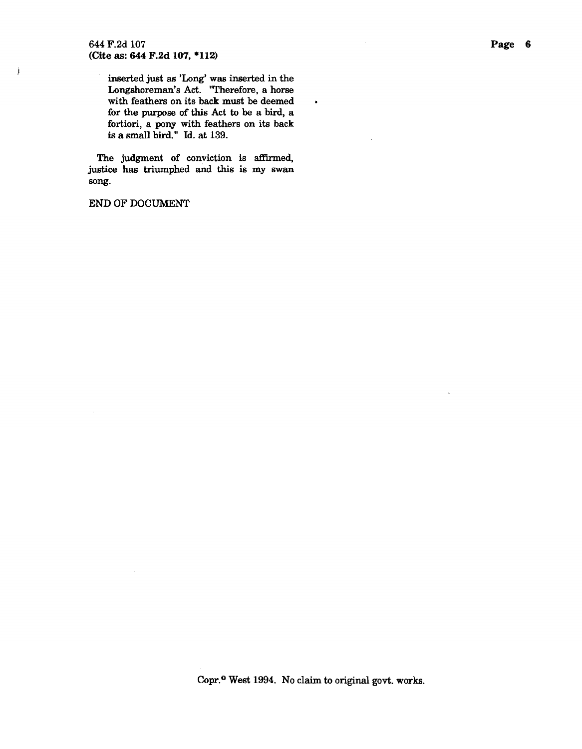inserted just as 'Long' was inserted in the Longshoreman's Act. "Therefore, a horse with feathers on its back must be deemed for the purpose of this Act to be a bird, a fortiori, a pony with feathers on its back is a small bird." Id. at 139.

The judgment of conviction is affirmed, justice has triumphed and this is my swan song.

END OF DOCUMENT